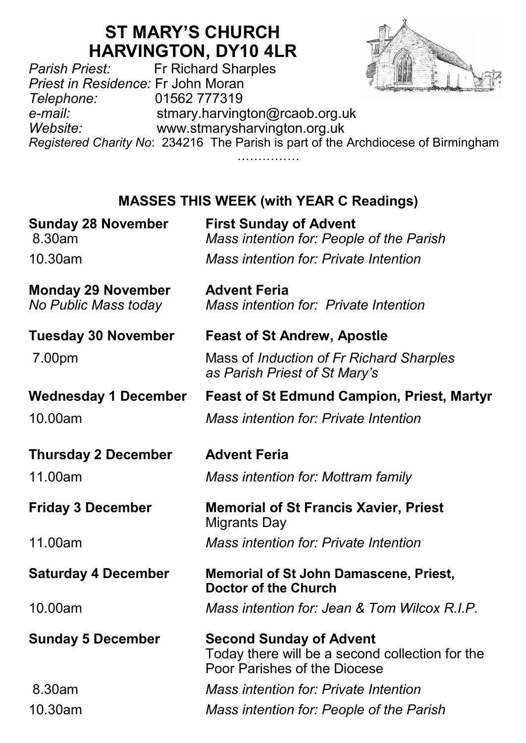# ST MARY'S CHURCH
# HARVINGTON, DY10 4LR

*Parish Priest:* Fr Richard Sharples
*Priest in Residence:* Fr John Moran
*Telephone:* 01562 777319
*e-mail:* stmary.harvington@rcaob.org.uk
*Website:* www.stmarysharvington.org.uk
*Registered Charity No*: 234216 The Parish is part of the Archdiocese of Birmingham

……………

### MASSES THIS WEEK (with YEAR C Readings)

**Sunday 28 November** — **First Sunday of Advent**
8.30am — *Mass intention for: People of the Parish*
10.30am — *Mass intention for: Private Intention*

**Monday 29 November** — **Advent Feria**
*No Public Mass today* — *Mass intention for: Private Intention*

**Tuesday 30 November** — **Feast of St Andrew, Apostle**
7.00pm — Mass of *Induction of Fr Richard Sharples as Parish Priest of St Mary's*

**Wednesday 1 December** — **Feast of St Edmund Campion, Priest, Martyr**
10.00am — *Mass intention for: Private Intention*

**Thursday 2 December** — **Advent Feria**
11.00am — *Mass intention for: Mottram family*

**Friday 3 December** — **Memorial of St Francis Xavier, Priest**
Migrants Day
11.00am — *Mass intention for: Private Intention*

**Saturday 4 December** — **Memorial of St John Damascene, Priest, Doctor of the Church**
10.00am — *Mass intention for: Jean & Tom Wilcox R.I.P.*

**Sunday 5 December** — **Second Sunday of Advent**
Today there will be a second collection for the Poor Parishes of the Diocese
8.30am — *Mass intention for: Private Intention*
10.30am — *Mass intention for: People of the Parish*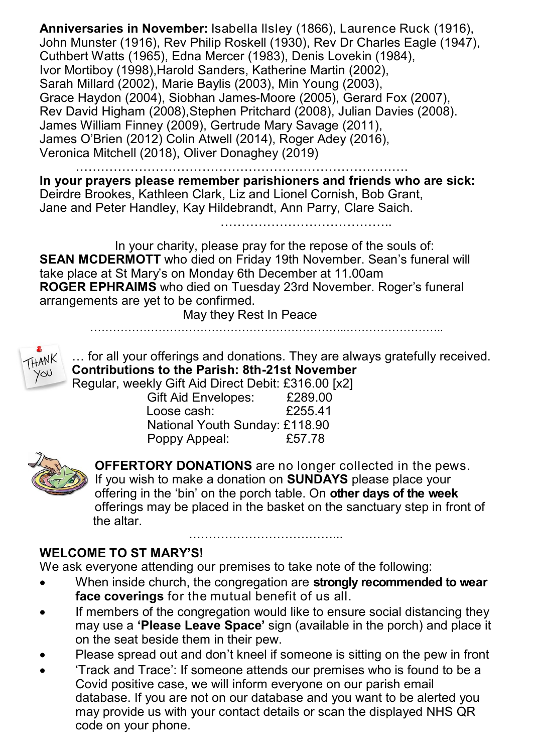**Anniversaries in November:** Isabella Ilsley (1866), Laurence Ruck (1916), John Munster (1916), Rev Philip Roskell (1930), Rev Dr Charles Eagle (1947), Cuthbert Watts (1965), Edna Mercer (1983), Denis Lovekin (1984), Ivor Mortiboy (1998),Harold Sanders, Katherine Martin (2002), Sarah Millard (2002), Marie Baylis (2003), Min Young (2003), Grace Haydon (2004), Siobhan James-Moore (2005), Gerard Fox (2007), Rev David Higham (2008),Stephen Pritchard (2008), Julian Davies (2008). James William Finney (2009), Gertrude Mary Savage (2011), James O'Brien (2012) Colin Atwell (2014), Roger Adey (2016), Veronica Mitchell (2018), Oliver Donaghey (2019)

……………………………………………………………………

**In your prayers please remember parishioners and friends who are sick:** Deirdre Brookes, Kathleen Clark, Liz and Lionel Cornish, Bob Grant, Jane and Peter Handley, Kay Hildebrandt, Ann Parry, Clare Saich.

…………………………………..

In your charity, please pray for the repose of the souls of:

**SEAN MCDERMOTT** who died on Friday 19th November. Sean's funeral will take place at St Mary's on Monday 6th December at 11.00am

**ROGER EPHRAIMS** who died on Tuesday 23rd November. Roger's funeral arrangements are yet to be confirmed.

May they Rest In Peace

……………………………………………………………...……………………..

THANK YOU … for all your offerings and donations. They are always gratefully received.

**Contributions to the Parish: 8th-21st November**

Regular, weekly Gift Aid Direct Debit: £316.00 [x2]

| | |
|---|---|
| Gift Aid Envelopes: | £289.00 |
| Loose cash: | £255.41 |
| National Youth Sunday: | £118.90 |
| Poppy Appeal: | £57.78 |

**OFFERTORY DONATIONS** are no longer collected in the pews. If you wish to make a donation on **SUNDAYS** please place your offering in the 'bin' on the porch table. On **other days of the week** offerings may be placed in the basket on the sanctuary step in front of the altar.

………………………………...

## WELCOME TO ST MARY'S!

We ask everyone attending our premises to take note of the following:

- When inside church, the congregation are **strongly recommended to wear face coverings** for the mutual benefit of us all.
- If members of the congregation would like to ensure social distancing they may use a **'Please Leave Space'** sign (available in the porch) and place it on the seat beside them in their pew.
- Please spread out and don't kneel if someone is sitting on the pew in front
- 'Track and Trace': If someone attends our premises who is found to be a Covid positive case, we will inform everyone on our parish email database. If you are not on our database and you want to be alerted you may provide us with your contact details or scan the displayed NHS QR code on your phone.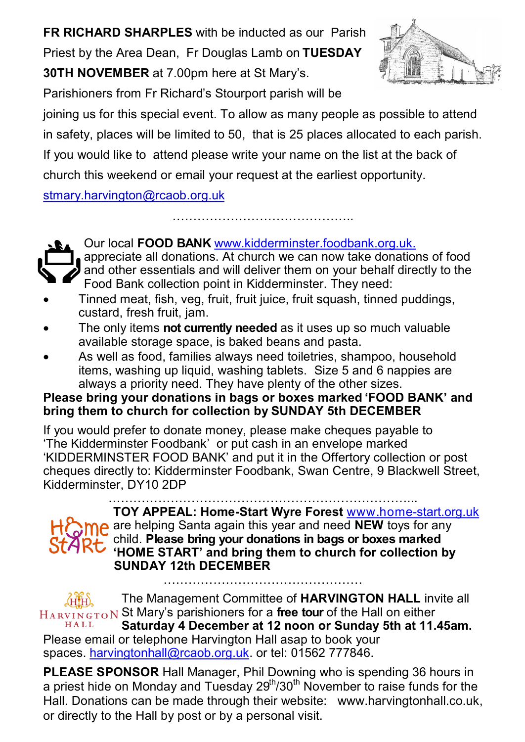**FR RICHARD SHARPLES** with be inducted as our Parish Priest by the Area Dean, Fr Douglas Lamb on **TUESDAY 30TH NOVEMBER** at 7.00pm here at St Mary's.

Parishioners from Fr Richard's Stourport parish will be joining us for this special event. To allow as many people as possible to attend in safety, places will be limited to 50, that is 25 places allocated to each parish. If you would like to attend please write your name on the list at the back of church this weekend or email your request at the earliest opportunity. stmary.harvington@rcaob.org.uk

……………………………………..

Our local **FOOD BANK** www.kidderminster.foodbank.org.uk. appreciate all donations. At church we can now take donations of food and other essentials and will deliver them on your behalf directly to the Food Bank collection point in Kidderminster. They need:

- Tinned meat, fish, veg, fruit, fruit juice, fruit squash, tinned puddings, custard, fresh fruit, jam.
- The only items **not currently needed** as it uses up so much valuable available storage space, is baked beans and pasta.
- As well as food, families always need toiletries, shampoo, household items, washing up liquid, washing tablets. Size 5 and 6 nappies are always a priority need. They have plenty of the other sizes.

**Please bring your donations in bags or boxes marked 'FOOD BANK' and bring them to church for collection by SUNDAY 5th DECEMBER**

If you would prefer to donate money, please make cheques payable to 'The Kidderminster Foodbank' or put cash in an envelope marked 'KIDDERMINSTER FOOD BANK' and put it in the Offertory collection or post cheques directly to: Kidderminster Foodbank, Swan Centre, 9 Blackwell Street, Kidderminster, DY10 2DP

…………………………………………………………………...

**TOY APPEAL: Home-Start Wyre Forest** www.home-start.org.uk are helping Santa again this year and need **NEW** toys for any child. **Please bring your donations in bags or boxes marked 'HOME START' and bring them to church for collection by SUNDAY 12th DECEMBER**

…………………………………………

The Management Committee of **HARVINGTON HALL** invite all St Mary's parishioners for a **free tour** of the Hall on either **Saturday 4 December at 12 noon or Sunday 5th at 11.45am.** Please email or telephone Harvington Hall asap to book your spaces. harvingtonhall@rcaob.org.uk. or tel: 01562 777846.

**PLEASE SPONSOR** Hall Manager, Phil Downing who is spending 36 hours in a priest hide on Monday and Tuesday 29th/30th November to raise funds for the Hall. Donations can be made through their website: www.harvingtonhall.co.uk, or directly to the Hall by post or by a personal visit.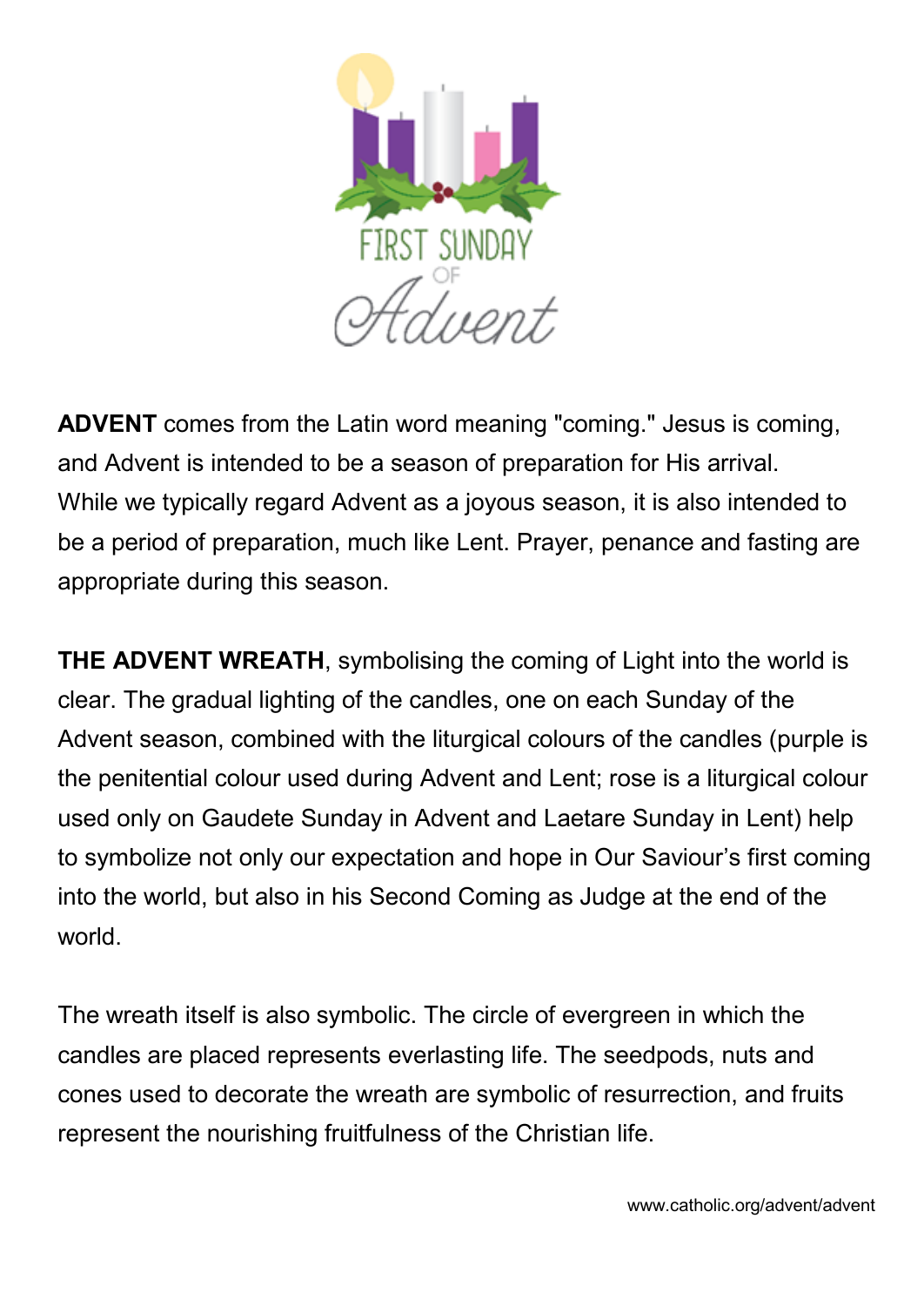FIRST SUNDAY OF Advent

**ADVENT** comes from the Latin word meaning "coming." Jesus is coming, and Advent is intended to be a season of preparation for His arrival. While we typically regard Advent as a joyous season, it is also intended to be a period of preparation, much like Lent. Prayer, penance and fasting are appropriate during this season.

**THE ADVENT WREATH**, symbolising the coming of Light into the world is clear. The gradual lighting of the candles, one on each Sunday of the Advent season, combined with the liturgical colours of the candles (purple is the penitential colour used during Advent and Lent; rose is a liturgical colour used only on Gaudete Sunday in Advent and Laetare Sunday in Lent) help to symbolize not only our expectation and hope in Our Saviour's first coming into the world, but also in his Second Coming as Judge at the end of the world.

The wreath itself is also symbolic. The circle of evergreen in which the candles are placed represents everlasting life. The seedpods, nuts and cones used to decorate the wreath are symbolic of resurrection, and fruits represent the nourishing fruitfulness of the Christian life.

www.catholic.org/advent/advent